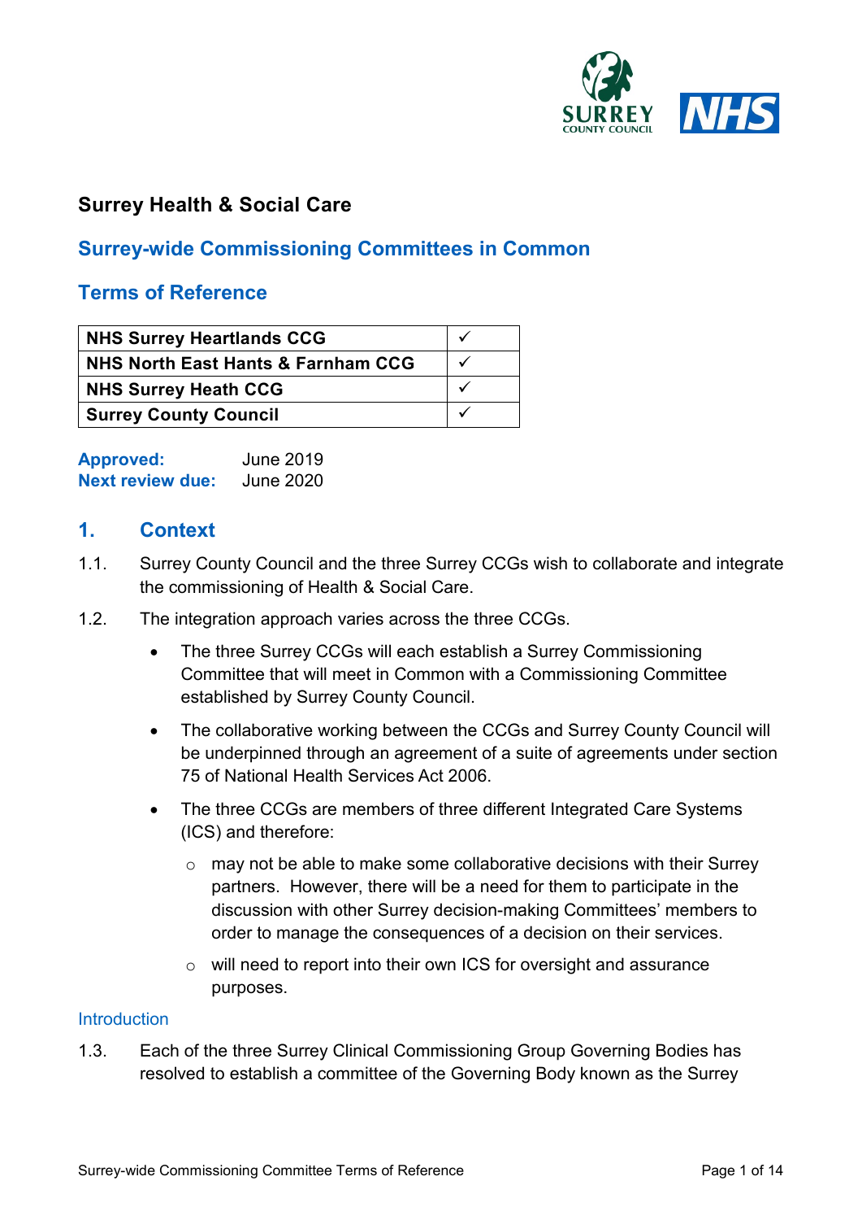# Surrey Health & Social Care

## Surrey-wide Commissioning Committees in Common

## Terms of Reference

| NHS Surrey Heartlands CCG | ✓ |
|---|---|
| NHS North East Hants & Farnham CCG | ✓ |
| NHS Surrey Heath CCG | ✓ |
| Surrey County Council | ✓ |

**Approved:** June 2019
**Next review due:** June 2020

## 1. Context

1.1. Surrey County Council and the three Surrey CCGs wish to collaborate and integrate the commissioning of Health & Social Care.

1.2. The integration approach varies across the three CCGs.

- The three Surrey CCGs will each establish a Surrey Commissioning Committee that will meet in Common with a Commissioning Committee established by Surrey County Council.
- The collaborative working between the CCGs and Surrey County Council will be underpinned through an agreement of a suite of agreements under section 75 of National Health Services Act 2006.
- The three CCGs are members of three different Integrated Care Systems (ICS) and therefore:
  - may not be able to make some collaborative decisions with their Surrey partners. However, there will be a need for them to participate in the discussion with other Surrey decision-making Committees' members to order to manage the consequences of a decision on their services.
  - will need to report into their own ICS for oversight and assurance purposes.

### Introduction

1.3. Each of the three Surrey Clinical Commissioning Group Governing Bodies has resolved to establish a committee of the Governing Body known as the Surrey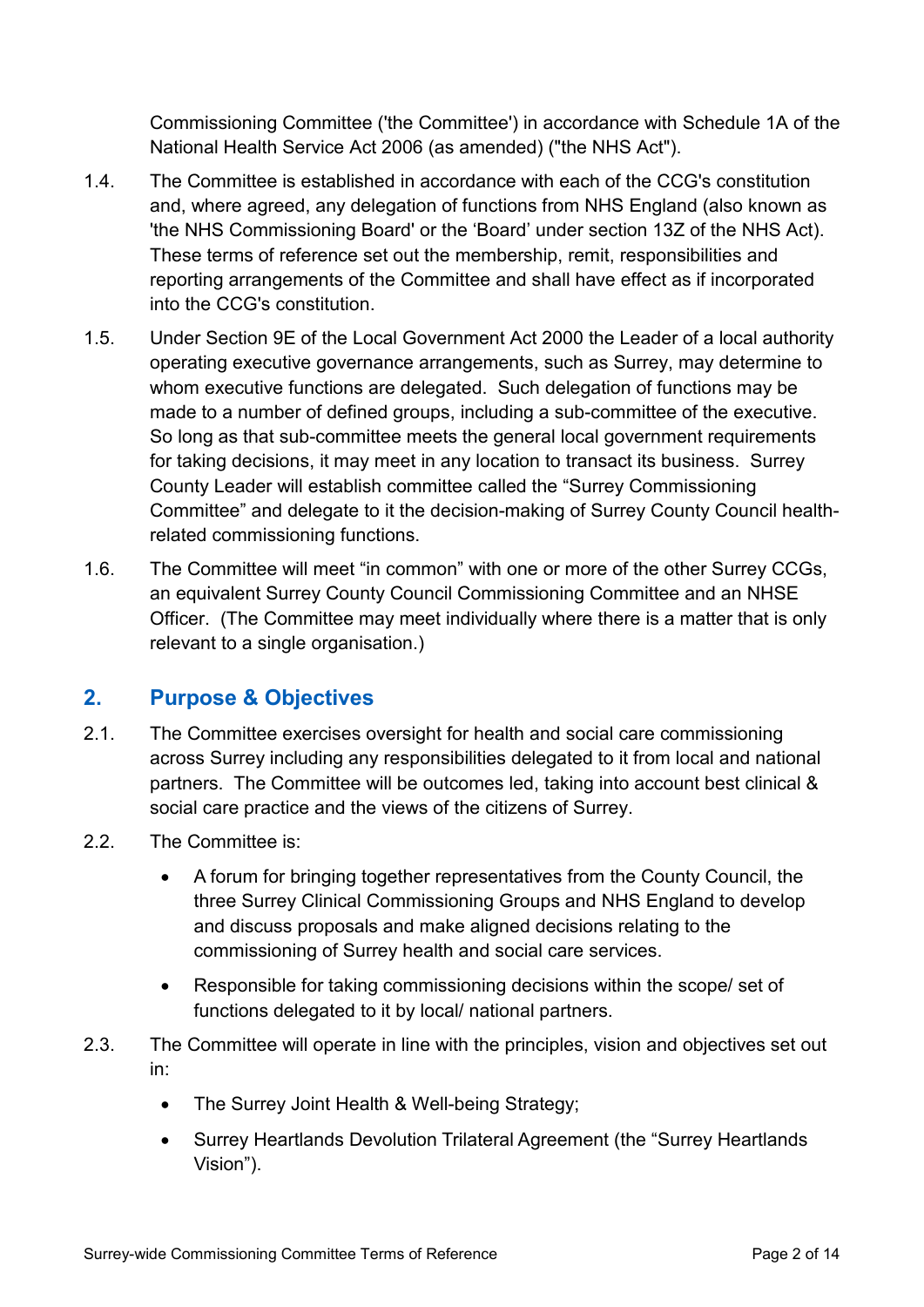Commissioning Committee ('the Committee') in accordance with Schedule 1A of the National Health Service Act 2006 (as amended) ("the NHS Act").

1.4. The Committee is established in accordance with each of the CCG's constitution and, where agreed, any delegation of functions from NHS England (also known as 'the NHS Commissioning Board' or the 'Board' under section 13Z of the NHS Act). These terms of reference set out the membership, remit, responsibilities and reporting arrangements of the Committee and shall have effect as if incorporated into the CCG's constitution.

1.5. Under Section 9E of the Local Government Act 2000 the Leader of a local authority operating executive governance arrangements, such as Surrey, may determine to whom executive functions are delegated. Such delegation of functions may be made to a number of defined groups, including a sub-committee of the executive. So long as that sub-committee meets the general local government requirements for taking decisions, it may meet in any location to transact its business. Surrey County Leader will establish committee called the "Surrey Commissioning Committee" and delegate to it the decision-making of Surrey County Council health-related commissioning functions.

1.6. The Committee will meet "in common" with one or more of the other Surrey CCGs, an equivalent Surrey County Council Commissioning Committee and an NHSE Officer. (The Committee may meet individually where there is a matter that is only relevant to a single organisation.)

## 2. Purpose & Objectives

2.1. The Committee exercises oversight for health and social care commissioning across Surrey including any responsibilities delegated to it from local and national partners. The Committee will be outcomes led, taking into account best clinical & social care practice and the views of the citizens of Surrey.

2.2. The Committee is:

- A forum for bringing together representatives from the County Council, the three Surrey Clinical Commissioning Groups and NHS England to develop and discuss proposals and make aligned decisions relating to the commissioning of Surrey health and social care services.
- Responsible for taking commissioning decisions within the scope/ set of functions delegated to it by local/ national partners.

2.3. The Committee will operate in line with the principles, vision and objectives set out in:

- The Surrey Joint Health & Well-being Strategy;
- Surrey Heartlands Devolution Trilateral Agreement (the "Surrey Heartlands Vision").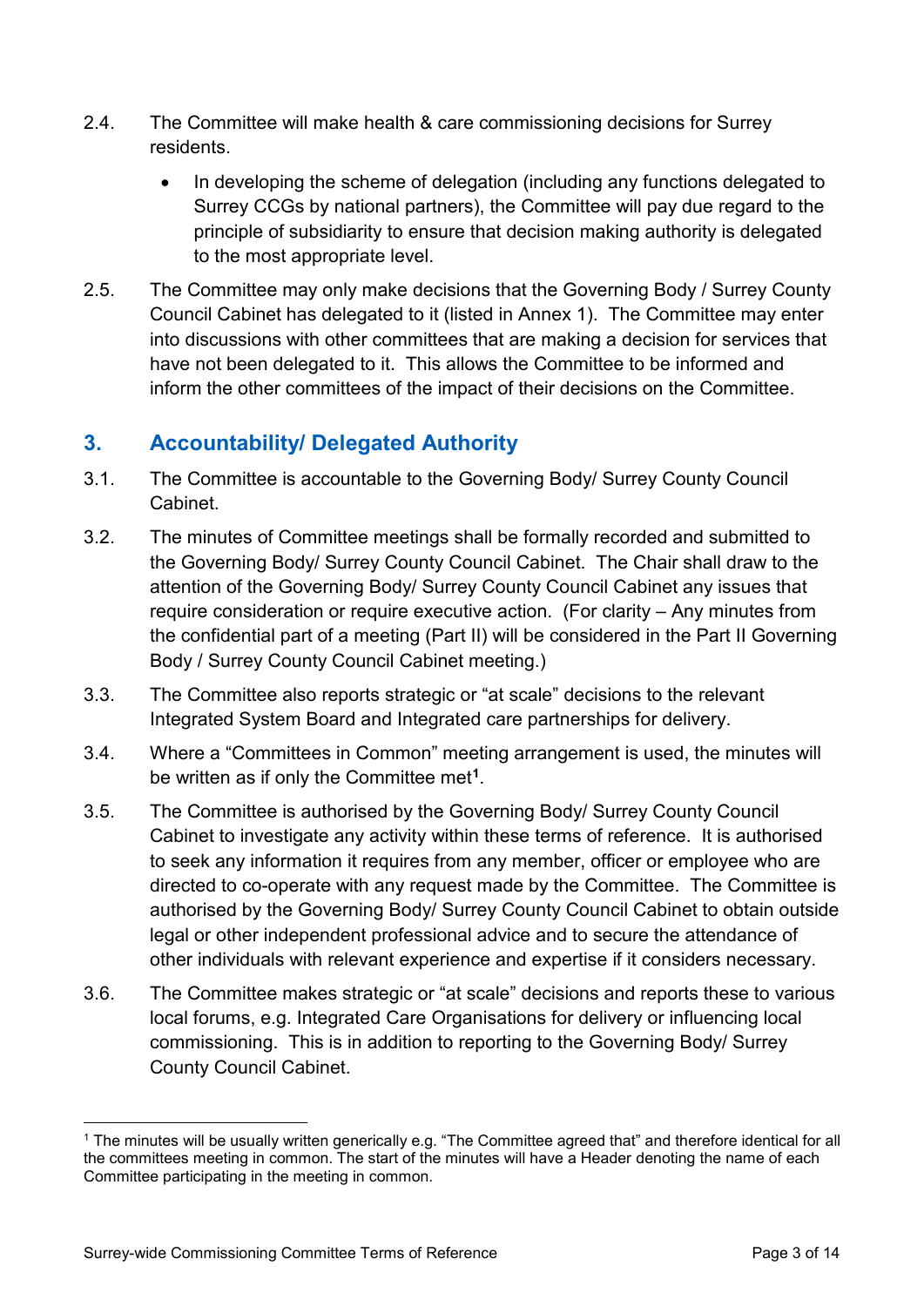2.4. The Committee will make health & care commissioning decisions for Surrey residents.

- In developing the scheme of delegation (including any functions delegated to Surrey CCGs by national partners), the Committee will pay due regard to the principle of subsidiarity to ensure that decision making authority is delegated to the most appropriate level.

2.5. The Committee may only make decisions that the Governing Body / Surrey County Council Cabinet has delegated to it (listed in Annex 1). The Committee may enter into discussions with other committees that are making a decision for services that have not been delegated to it. This allows the Committee to be informed and inform the other committees of the impact of their decisions on the Committee.

## 3. Accountability/ Delegated Authority

3.1. The Committee is accountable to the Governing Body/ Surrey County Council Cabinet.

3.2. The minutes of Committee meetings shall be formally recorded and submitted to the Governing Body/ Surrey County Council Cabinet. The Chair shall draw to the attention of the Governing Body/ Surrey County Council Cabinet any issues that require consideration or require executive action. (For clarity – Any minutes from the confidential part of a meeting (Part II) will be considered in the Part II Governing Body / Surrey County Council Cabinet meeting.)

3.3. The Committee also reports strategic or "at scale" decisions to the relevant Integrated System Board and Integrated care partnerships for delivery.

3.4. Where a "Committees in Common" meeting arrangement is used, the minutes will be written as if only the Committee met[1].

3.5. The Committee is authorised by the Governing Body/ Surrey County Council Cabinet to investigate any activity within these terms of reference. It is authorised to seek any information it requires from any member, officer or employee who are directed to co-operate with any request made by the Committee. The Committee is authorised by the Governing Body/ Surrey County Council Cabinet to obtain outside legal or other independent professional advice and to secure the attendance of other individuals with relevant experience and expertise if it considers necessary.

3.6. The Committee makes strategic or "at scale" decisions and reports these to various local forums, e.g. Integrated Care Organisations for delivery or influencing local commissioning. This is in addition to reporting to the Governing Body/ Surrey County Council Cabinet.

---

[1] The minutes will be usually written generically e.g. "The Committee agreed that" and therefore identical for all the committees meeting in common. The start of the minutes will have a Header denoting the name of each Committee participating in the meeting in common.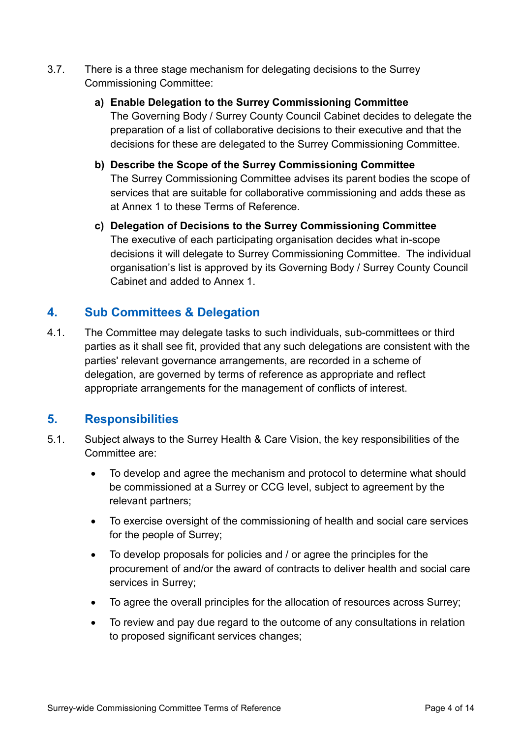3.7. There is a three stage mechanism for delegating decisions to the Surrey Commissioning Committee:

a) **Enable Delegation to the Surrey Commissioning Committee**
The Governing Body / Surrey County Council Cabinet decides to delegate the preparation of a list of collaborative decisions to their executive and that the decisions for these are delegated to the Surrey Commissioning Committee.

b) **Describe the Scope of the Surrey Commissioning Committee**
The Surrey Commissioning Committee advises its parent bodies the scope of services that are suitable for collaborative commissioning and adds these as at Annex 1 to these Terms of Reference.

c) **Delegation of Decisions to the Surrey Commissioning Committee**
The executive of each participating organisation decides what in-scope decisions it will delegate to Surrey Commissioning Committee. The individual organisation's list is approved by its Governing Body / Surrey County Council Cabinet and added to Annex 1.

## 4. Sub Committees & Delegation

4.1. The Committee may delegate tasks to such individuals, sub-committees or third parties as it shall see fit, provided that any such delegations are consistent with the parties' relevant governance arrangements, are recorded in a scheme of delegation, are governed by terms of reference as appropriate and reflect appropriate arrangements for the management of conflicts of interest.

## 5. Responsibilities

5.1. Subject always to the Surrey Health & Care Vision, the key responsibilities of the Committee are:

- To develop and agree the mechanism and protocol to determine what should be commissioned at a Surrey or CCG level, subject to agreement by the relevant partners;
- To exercise oversight of the commissioning of health and social care services for the people of Surrey;
- To develop proposals for policies and / or agree the principles for the procurement of and/or the award of contracts to deliver health and social care services in Surrey;
- To agree the overall principles for the allocation of resources across Surrey;
- To review and pay due regard to the outcome of any consultations in relation to proposed significant services changes;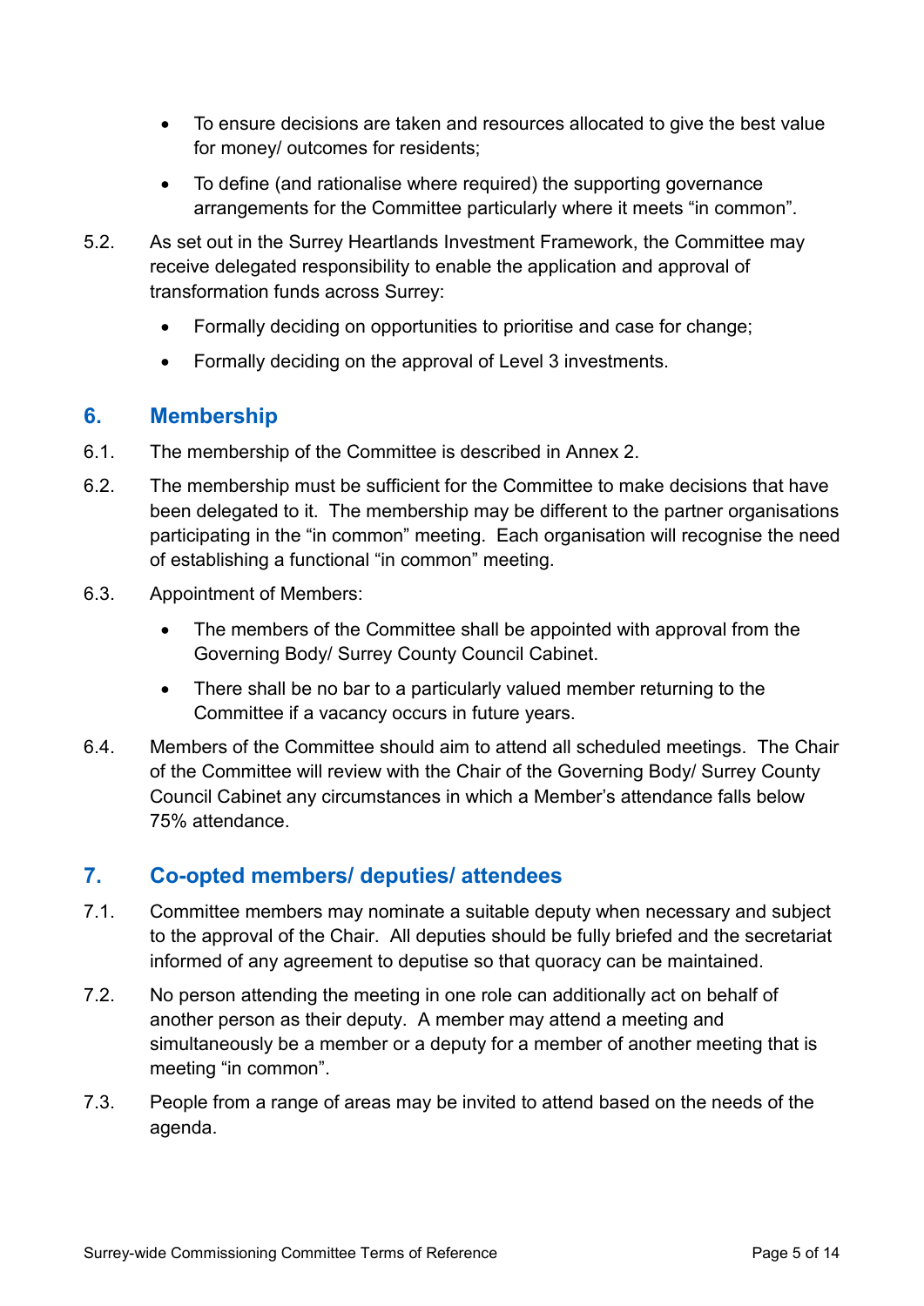- To ensure decisions are taken and resources allocated to give the best value for money/ outcomes for residents;
- To define (and rationalise where required) the supporting governance arrangements for the Committee particularly where it meets "in common".

5.2. As set out in the Surrey Heartlands Investment Framework, the Committee may receive delegated responsibility to enable the application and approval of transformation funds across Surrey:

- Formally deciding on opportunities to prioritise and case for change;
- Formally deciding on the approval of Level 3 investments.

## 6. Membership

6.1. The membership of the Committee is described in Annex 2.

6.2. The membership must be sufficient for the Committee to make decisions that have been delegated to it. The membership may be different to the partner organisations participating in the "in common" meeting. Each organisation will recognise the need of establishing a functional "in common" meeting.

6.3. Appointment of Members:

- The members of the Committee shall be appointed with approval from the Governing Body/ Surrey County Council Cabinet.
- There shall be no bar to a particularly valued member returning to the Committee if a vacancy occurs in future years.

6.4. Members of the Committee should aim to attend all scheduled meetings. The Chair of the Committee will review with the Chair of the Governing Body/ Surrey County Council Cabinet any circumstances in which a Member's attendance falls below 75% attendance.

## 7. Co-opted members/ deputies/ attendees

7.1. Committee members may nominate a suitable deputy when necessary and subject to the approval of the Chair. All deputies should be fully briefed and the secretariat informed of any agreement to deputise so that quoracy can be maintained.

7.2. No person attending the meeting in one role can additionally act on behalf of another person as their deputy. A member may attend a meeting and simultaneously be a member or a deputy for a member of another meeting that is meeting "in common".

7.3. People from a range of areas may be invited to attend based on the needs of the agenda.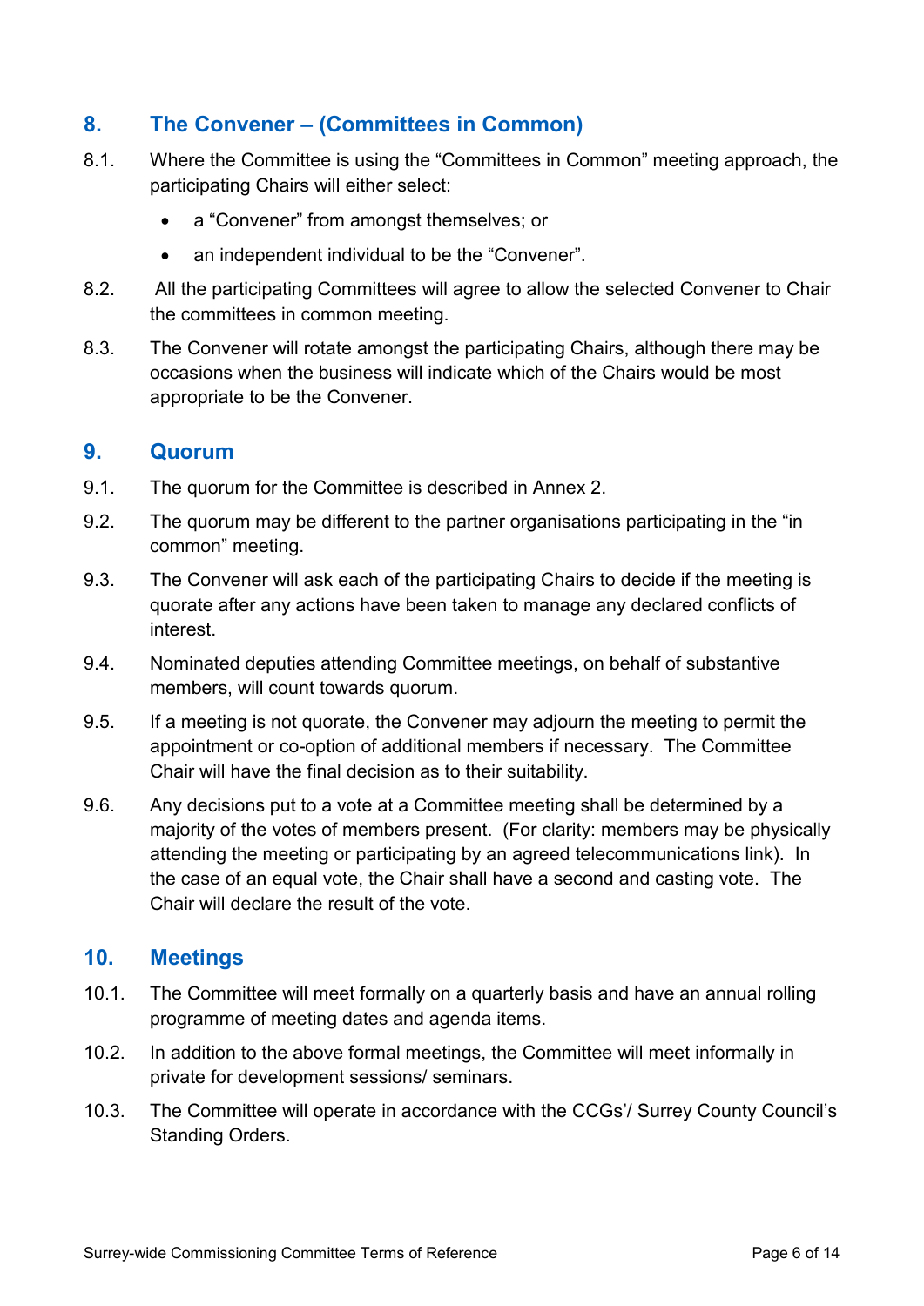## 8. The Convener – (Committees in Common)

8.1. Where the Committee is using the "Committees in Common" meeting approach, the participating Chairs will either select:

- a "Convener" from amongst themselves; or
- an independent individual to be the "Convener".

8.2. All the participating Committees will agree to allow the selected Convener to Chair the committees in common meeting.

8.3. The Convener will rotate amongst the participating Chairs, although there may be occasions when the business will indicate which of the Chairs would be most appropriate to be the Convener.

## 9. Quorum

9.1. The quorum for the Committee is described in Annex 2.

9.2. The quorum may be different to the partner organisations participating in the "in common" meeting.

9.3. The Convener will ask each of the participating Chairs to decide if the meeting is quorate after any actions have been taken to manage any declared conflicts of interest.

9.4. Nominated deputies attending Committee meetings, on behalf of substantive members, will count towards quorum.

9.5. If a meeting is not quorate, the Convener may adjourn the meeting to permit the appointment or co-option of additional members if necessary. The Committee Chair will have the final decision as to their suitability.

9.6. Any decisions put to a vote at a Committee meeting shall be determined by a majority of the votes of members present. (For clarity: members may be physically attending the meeting or participating by an agreed telecommunications link). In the case of an equal vote, the Chair shall have a second and casting vote. The Chair will declare the result of the vote.

## 10. Meetings

10.1. The Committee will meet formally on a quarterly basis and have an annual rolling programme of meeting dates and agenda items.

10.2. In addition to the above formal meetings, the Committee will meet informally in private for development sessions/ seminars.

10.3. The Committee will operate in accordance with the CCGs'/ Surrey County Council's Standing Orders.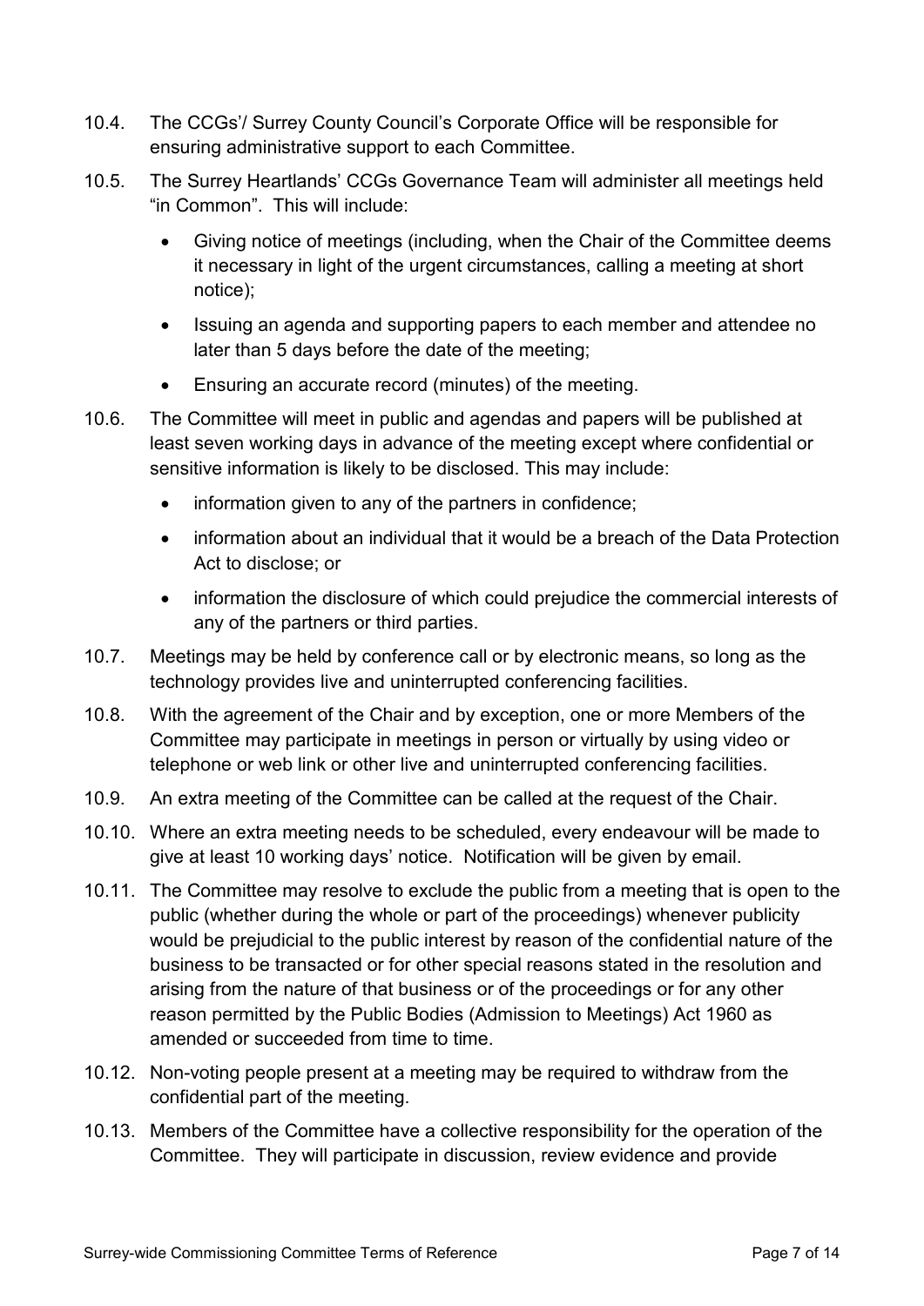10.4. The CCGs'/ Surrey County Council's Corporate Office will be responsible for ensuring administrative support to each Committee.

10.5. The Surrey Heartlands' CCGs Governance Team will administer all meetings held "in Common". This will include:

- Giving notice of meetings (including, when the Chair of the Committee deems it necessary in light of the urgent circumstances, calling a meeting at short notice);
- Issuing an agenda and supporting papers to each member and attendee no later than 5 days before the date of the meeting;
- Ensuring an accurate record (minutes) of the meeting.

10.6. The Committee will meet in public and agendas and papers will be published at least seven working days in advance of the meeting except where confidential or sensitive information is likely to be disclosed. This may include:

- information given to any of the partners in confidence;
- information about an individual that it would be a breach of the Data Protection Act to disclose; or
- information the disclosure of which could prejudice the commercial interests of any of the partners or third parties.

10.7. Meetings may be held by conference call or by electronic means, so long as the technology provides live and uninterrupted conferencing facilities.

10.8. With the agreement of the Chair and by exception, one or more Members of the Committee may participate in meetings in person or virtually by using video or telephone or web link or other live and uninterrupted conferencing facilities.

10.9. An extra meeting of the Committee can be called at the request of the Chair.

10.10. Where an extra meeting needs to be scheduled, every endeavour will be made to give at least 10 working days' notice. Notification will be given by email.

10.11. The Committee may resolve to exclude the public from a meeting that is open to the public (whether during the whole or part of the proceedings) whenever publicity would be prejudicial to the public interest by reason of the confidential nature of the business to be transacted or for other special reasons stated in the resolution and arising from the nature of that business or of the proceedings or for any other reason permitted by the Public Bodies (Admission to Meetings) Act 1960 as amended or succeeded from time to time.

10.12. Non-voting people present at a meeting may be required to withdraw from the confidential part of the meeting.

10.13. Members of the Committee have a collective responsibility for the operation of the Committee. They will participate in discussion, review evidence and provide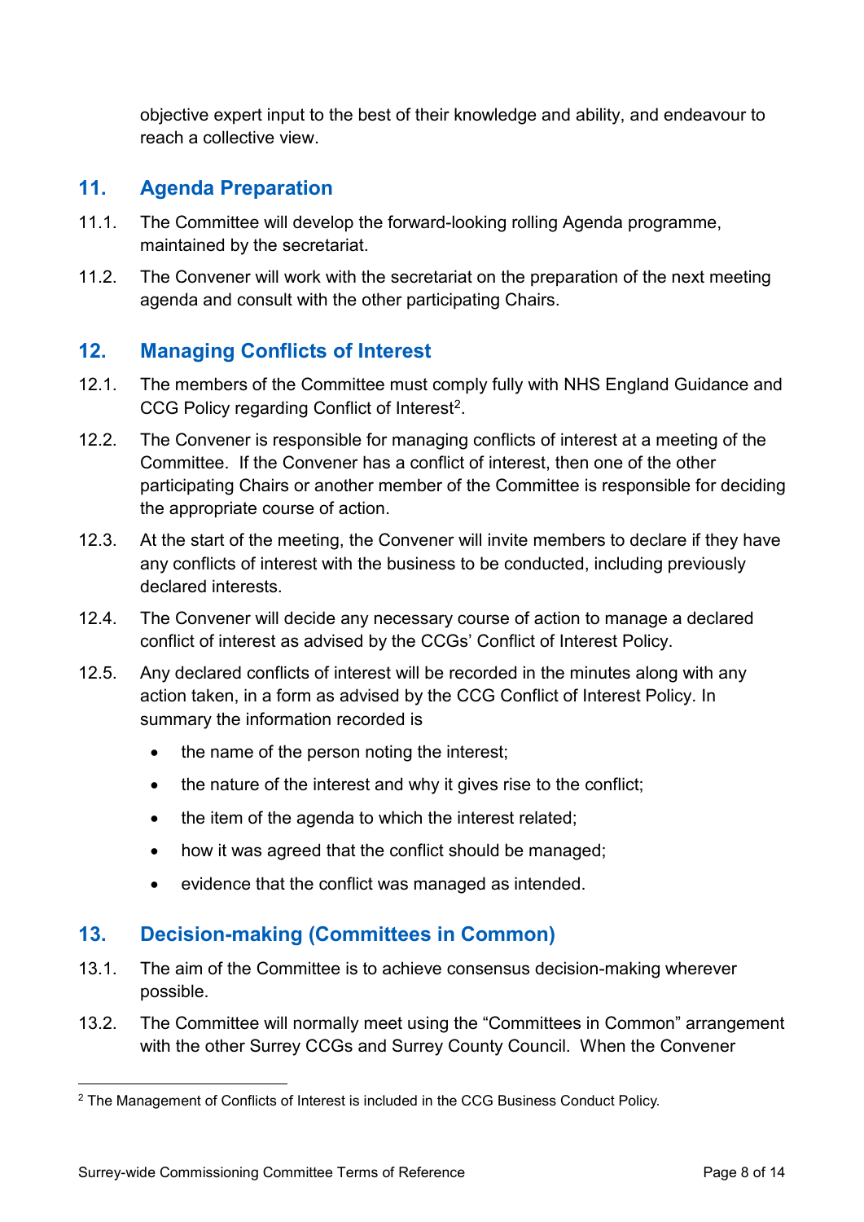objective expert input to the best of their knowledge and ability, and endeavour to reach a collective view.

## 11. Agenda Preparation

11.1. The Committee will develop the forward-looking rolling Agenda programme, maintained by the secretariat.

11.2. The Convener will work with the secretariat on the preparation of the next meeting agenda and consult with the other participating Chairs.

## 12. Managing Conflicts of Interest

12.1. The members of the Committee must comply fully with NHS England Guidance and CCG Policy regarding Conflict of Interest[2].

12.2. The Convener is responsible for managing conflicts of interest at a meeting of the Committee. If the Convener has a conflict of interest, then one of the other participating Chairs or another member of the Committee is responsible for deciding the appropriate course of action.

12.3. At the start of the meeting, the Convener will invite members to declare if they have any conflicts of interest with the business to be conducted, including previously declared interests.

12.4. The Convener will decide any necessary course of action to manage a declared conflict of interest as advised by the CCGs' Conflict of Interest Policy.

12.5. Any declared conflicts of interest will be recorded in the minutes along with any action taken, in a form as advised by the CCG Conflict of Interest Policy. In summary the information recorded is

- the name of the person noting the interest;
- the nature of the interest and why it gives rise to the conflict;
- the item of the agenda to which the interest related;
- how it was agreed that the conflict should be managed;
- evidence that the conflict was managed as intended.

## 13. Decision-making (Committees in Common)

13.1. The aim of the Committee is to achieve consensus decision-making wherever possible.

13.2. The Committee will normally meet using the "Committees in Common" arrangement with the other Surrey CCGs and Surrey County Council. When the Convener

[2] The Management of Conflicts of Interest is included in the CCG Business Conduct Policy.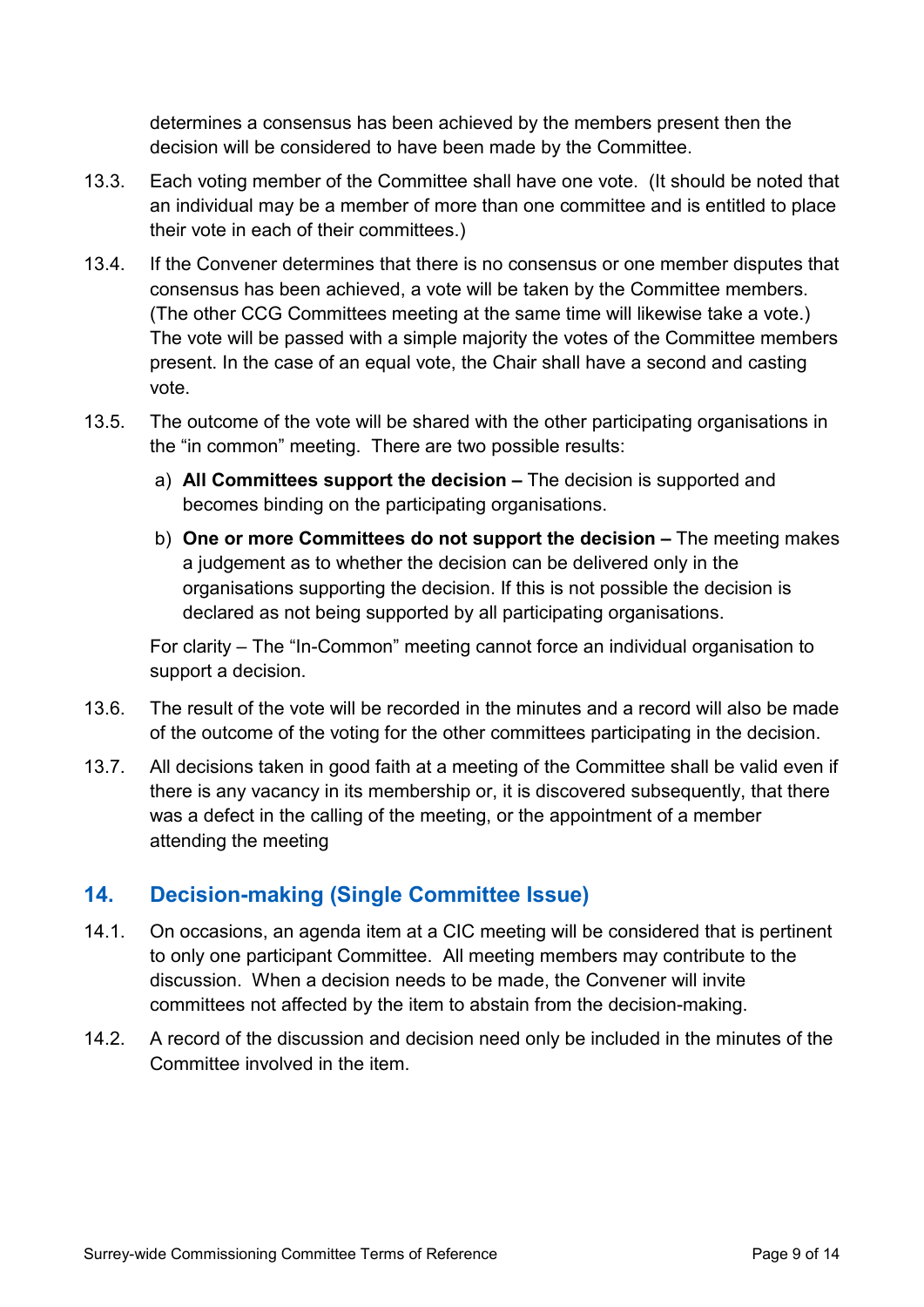determines a consensus has been achieved by the members present then the decision will be considered to have been made by the Committee.

13.3. Each voting member of the Committee shall have one vote. (It should be noted that an individual may be a member of more than one committee and is entitled to place their vote in each of their committees.)

13.4. If the Convener determines that there is no consensus or one member disputes that consensus has been achieved, a vote will be taken by the Committee members. (The other CCG Committees meeting at the same time will likewise take a vote.) The vote will be passed with a simple majority the votes of the Committee members present. In the case of an equal vote, the Chair shall have a second and casting vote.

13.5. The outcome of the vote will be shared with the other participating organisations in the "in common" meeting. There are two possible results:

a) **All Committees support the decision –** The decision is supported and becomes binding on the participating organisations.

b) **One or more Committees do not support the decision –** The meeting makes a judgement as to whether the decision can be delivered only in the organisations supporting the decision. If this is not possible the decision is declared as not being supported by all participating organisations.

For clarity – The "In-Common" meeting cannot force an individual organisation to support a decision.

13.6. The result of the vote will be recorded in the minutes and a record will also be made of the outcome of the voting for the other committees participating in the decision.

13.7. All decisions taken in good faith at a meeting of the Committee shall be valid even if there is any vacancy in its membership or, it is discovered subsequently, that there was a defect in the calling of the meeting, or the appointment of a member attending the meeting

## 14. Decision-making (Single Committee Issue)

14.1. On occasions, an agenda item at a CIC meeting will be considered that is pertinent to only one participant Committee. All meeting members may contribute to the discussion. When a decision needs to be made, the Convener will invite committees not affected by the item to abstain from the decision-making.

14.2. A record of the discussion and decision need only be included in the minutes of the Committee involved in the item.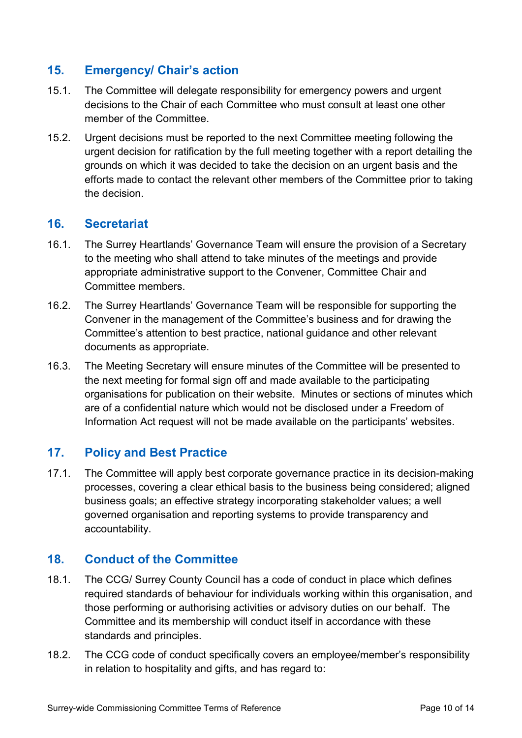## 15. Emergency/ Chair's action

15.1. The Committee will delegate responsibility for emergency powers and urgent decisions to the Chair of each Committee who must consult at least one other member of the Committee.

15.2. Urgent decisions must be reported to the next Committee meeting following the urgent decision for ratification by the full meeting together with a report detailing the grounds on which it was decided to take the decision on an urgent basis and the efforts made to contact the relevant other members of the Committee prior to taking the decision.

## 16. Secretariat

16.1. The Surrey Heartlands' Governance Team will ensure the provision of a Secretary to the meeting who shall attend to take minutes of the meetings and provide appropriate administrative support to the Convener, Committee Chair and Committee members.

16.2. The Surrey Heartlands' Governance Team will be responsible for supporting the Convener in the management of the Committee's business and for drawing the Committee's attention to best practice, national guidance and other relevant documents as appropriate.

16.3. The Meeting Secretary will ensure minutes of the Committee will be presented to the next meeting for formal sign off and made available to the participating organisations for publication on their website. Minutes or sections of minutes which are of a confidential nature which would not be disclosed under a Freedom of Information Act request will not be made available on the participants' websites.

## 17. Policy and Best Practice

17.1. The Committee will apply best corporate governance practice in its decision-making processes, covering a clear ethical basis to the business being considered; aligned business goals; an effective strategy incorporating stakeholder values; a well governed organisation and reporting systems to provide transparency and accountability.

## 18. Conduct of the Committee

18.1. The CCG/ Surrey County Council has a code of conduct in place which defines required standards of behaviour for individuals working within this organisation, and those performing or authorising activities or advisory duties on our behalf. The Committee and its membership will conduct itself in accordance with these standards and principles.

18.2. The CCG code of conduct specifically covers an employee/member's responsibility in relation to hospitality and gifts, and has regard to: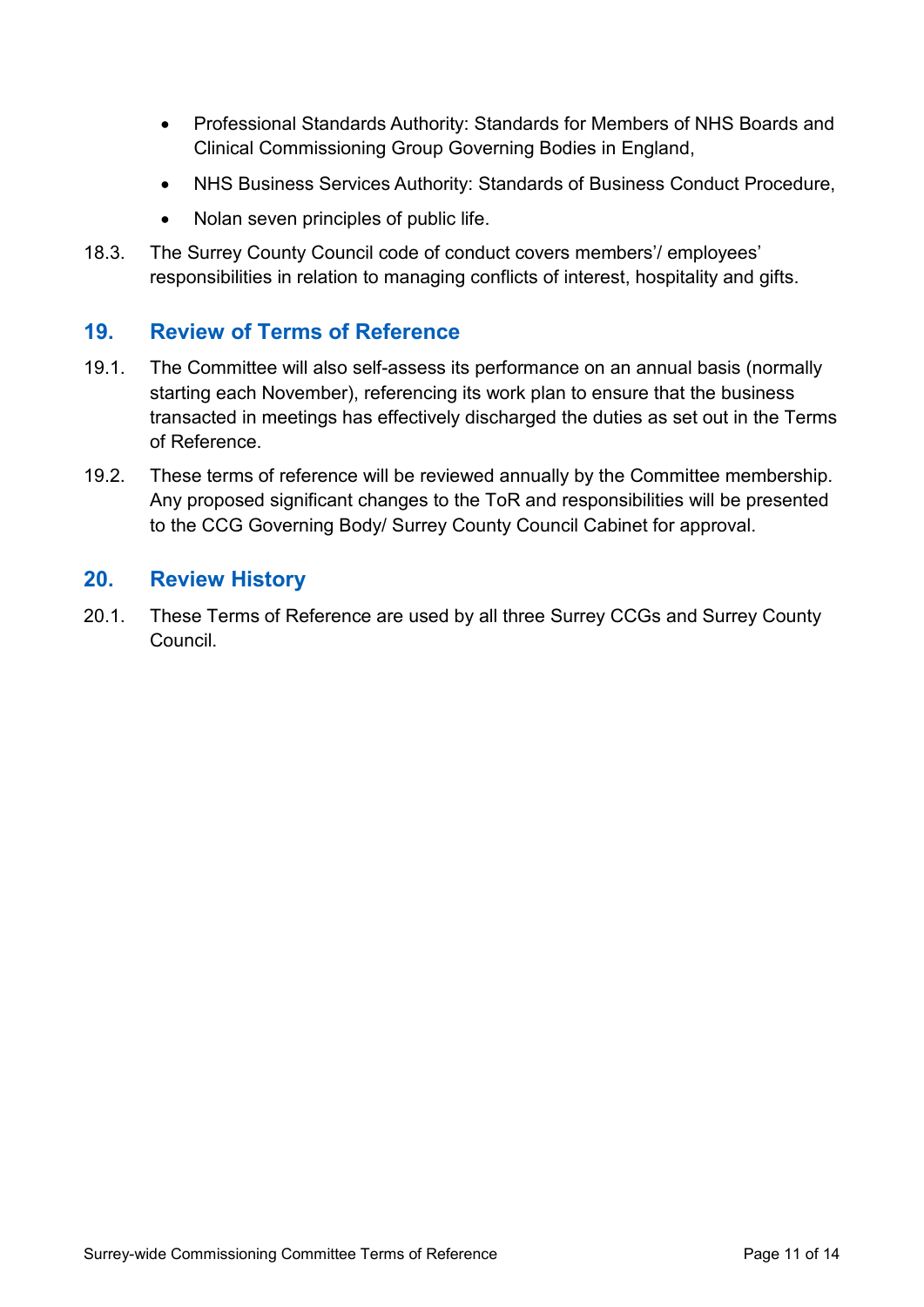- Professional Standards Authority: Standards for Members of NHS Boards and Clinical Commissioning Group Governing Bodies in England,
- NHS Business Services Authority: Standards of Business Conduct Procedure,
- Nolan seven principles of public life.

18.3. The Surrey County Council code of conduct covers members'/ employees' responsibilities in relation to managing conflicts of interest, hospitality and gifts.

## 19. Review of Terms of Reference

19.1. The Committee will also self-assess its performance on an annual basis (normally starting each November), referencing its work plan to ensure that the business transacted in meetings has effectively discharged the duties as set out in the Terms of Reference.

19.2. These terms of reference will be reviewed annually by the Committee membership. Any proposed significant changes to the ToR and responsibilities will be presented to the CCG Governing Body/ Surrey County Council Cabinet for approval.

## 20. Review History

20.1. These Terms of Reference are used by all three Surrey CCGs and Surrey County Council.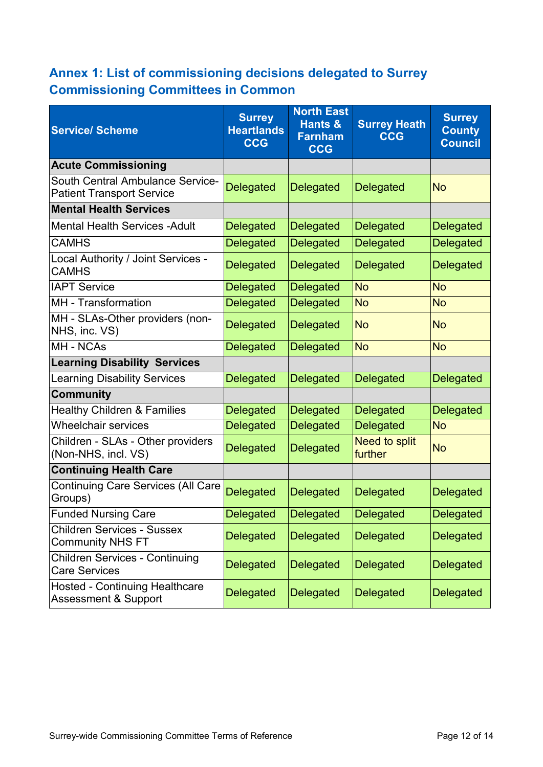## Annex 1: List of commissioning decisions delegated to Surrey Commissioning Committees in Common

| Service/ Scheme | Surrey Heartlands CCG | North East Hants & Farnham CCG | Surrey Heath CCG | Surrey County Council |
|---|---|---|---|---|
| **Acute Commissioning** | | | | |
| South Central Ambulance Service- Patient Transport Service | Delegated | Delegated | Delegated | No |
| **Mental Health Services** | | | | |
| Mental Health Services -Adult | Delegated | Delegated | Delegated | Delegated |
| CAMHS | Delegated | Delegated | Delegated | Delegated |
| Local Authority / Joint Services - CAMHS | Delegated | Delegated | Delegated | Delegated |
| IAPT Service | Delegated | Delegated | No | No |
| MH - Transformation | Delegated | Delegated | No | No |
| MH - SLAs-Other providers (non-NHS, inc. VS) | Delegated | Delegated | No | No |
| MH - NCAs | Delegated | Delegated | No | No |
| **Learning Disability Services** | | | | |
| Learning Disability Services | Delegated | Delegated | Delegated | Delegated |
| **Community** | | | | |
| Healthy Children & Families | Delegated | Delegated | Delegated | Delegated |
| Wheelchair services | Delegated | Delegated | Delegated | No |
| Children - SLAs - Other providers (Non-NHS, incl. VS) | Delegated | Delegated | Need to split further | No |
| **Continuing Health Care** | | | | |
| Continuing Care Services (All Care Groups) | Delegated | Delegated | Delegated | Delegated |
| Funded Nursing Care | Delegated | Delegated | Delegated | Delegated |
| Children Services - Sussex Community NHS FT | Delegated | Delegated | Delegated | Delegated |
| Children Services - Continuing Care Services | Delegated | Delegated | Delegated | Delegated |
| Hosted - Continuing Healthcare Assessment & Support | Delegated | Delegated | Delegated | Delegated |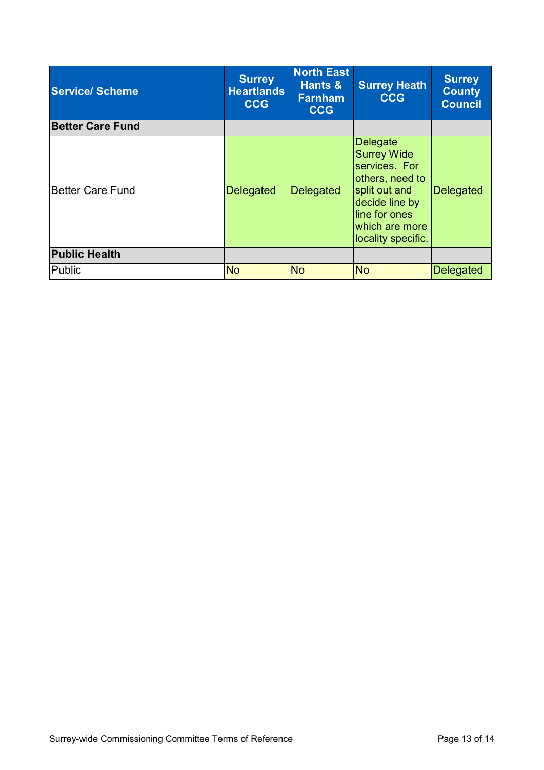| Service/ Scheme | Surrey Heartlands CCG | North East Hants & Farnham CCG | Surrey Heath CCG | Surrey County Council |
|---|---|---|---|---|
| **Better Care Fund** | | | | |
| Better Care Fund | Delegated | Delegated | Delegate Surrey Wide services. For others, need to split out and decide line by line for ones which are more locality specific. | Delegated |
| **Public Health** | | | | |
| Public | No | No | No | Delegated |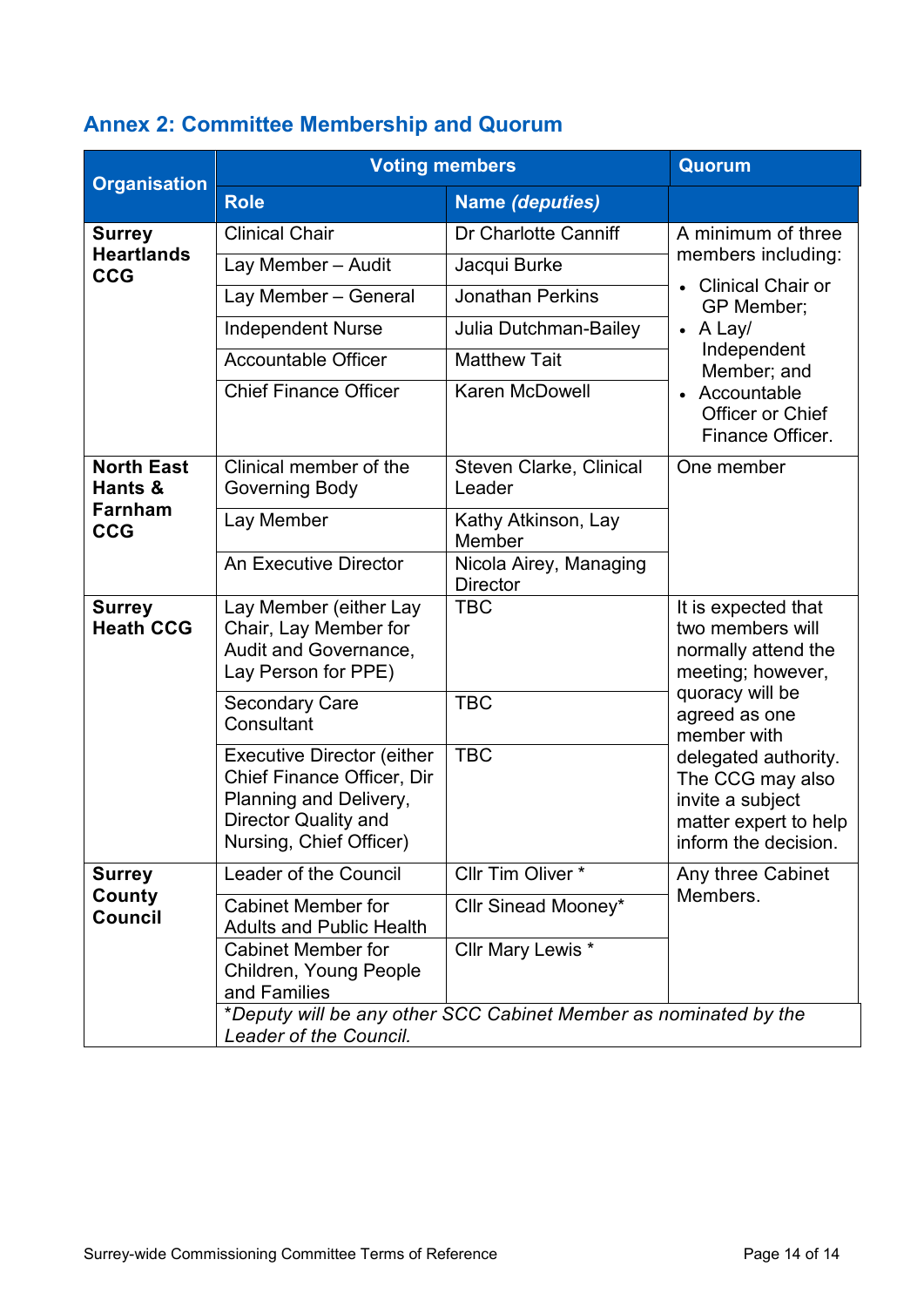## Annex 2: Committee Membership and Quorum

| Organisation | Voting members | | Quorum |
|---|---|---|---|
| | **Role** | **Name *(deputies)*** | |
| **Surrey Heartlands CCG** | Clinical Chair | Dr Charlotte Canniff | A minimum of three members including:<br>• Clinical Chair or GP Member;<br>• A Lay/ Independent Member; and<br>• Accountable Officer or Chief Finance Officer. |
| | Lay Member – Audit | Jacqui Burke | |
| | Lay Member – General | Jonathan Perkins | |
| | Independent Nurse | Julia Dutchman-Bailey | |
| | Accountable Officer | Matthew Tait | |
| | Chief Finance Officer | Karen McDowell | |
| **North East Hants & Farnham CCG** | Clinical member of the Governing Body | Steven Clarke, Clinical Leader | One member |
| | Lay Member | Kathy Atkinson, Lay Member | |
| | An Executive Director | Nicola Airey, Managing Director | |
| **Surrey Heath CCG** | Lay Member (either Lay Chair, Lay Member for Audit and Governance, Lay Person for PPE) | TBC | It is expected that two members will normally attend the meeting; however, quoracy will be agreed as one member with delegated authority. The CCG may also invite a subject matter expert to help inform the decision. |
| | Secondary Care Consultant | TBC | |
| | Executive Director (either Chief Finance Officer, Dir Planning and Delivery, Director Quality and Nursing, Chief Officer) | TBC | |
| **Surrey County Council** | Leader of the Council | Cllr Tim Oliver * | Any three Cabinet Members. |
| | Cabinet Member for Adults and Public Health | Cllr Sinead Mooney* | |
| | Cabinet Member for Children, Young People and Families | Cllr Mary Lewis * | |
| | *\*Deputy will be any other SCC Cabinet Member as nominated by the Leader of the Council.* | | |